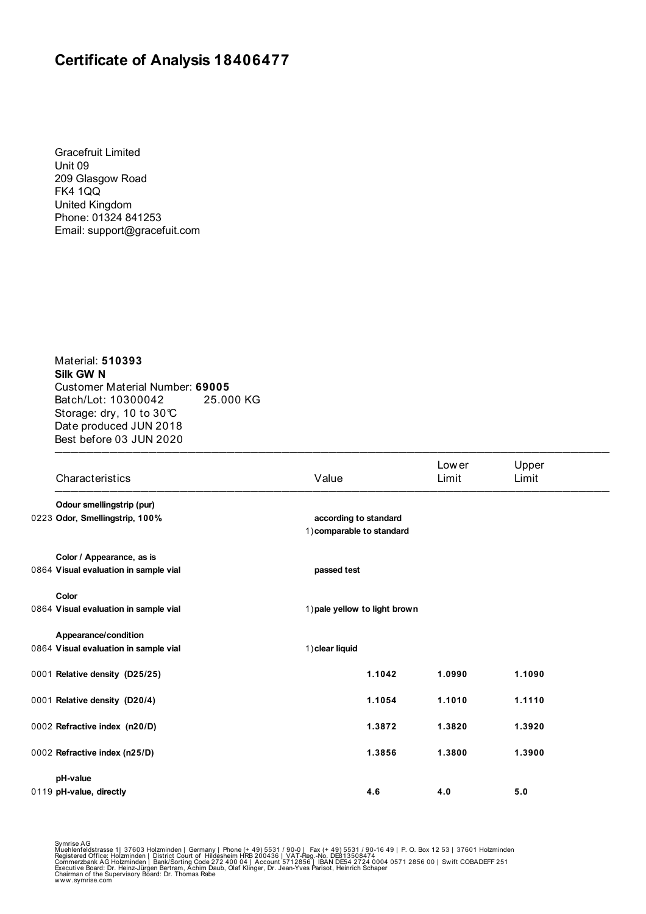# Certificate of Analysis 18406477

Gracefruit Limited
Unit 09
209 Glasgow Road
FK4 1QQ
United Kingdom
Phone: 01324 841253
Email: support@gracefuit.com

Material: **510393**
**Silk GW N**
Customer Material Number: **69005**
Batch/Lot: 10300042 25.000 KG
Storage: dry, 10 to 30℃
Date produced JUN 2018
Best before 03 JUN 2020

| Characteristics | Value | Lower Limit | Upper Limit |
|---|---|---|---|
| **Odour smellingstrip (pur)** | | | |
| 0223 **Odor, Smellingstrip, 100%** | **according to standard** | | |
| | 1) **comparable to standard** | | |
| **Color / Appearance, as is** | | | |
| 0864 **Visual evaluation in sample vial** | **passed test** | | |
| **Color** | | | |
| 0864 **Visual evaluation in sample vial** | 1) **pale yellow to light brown** | | |
| **Appearance/condition** | | | |
| 0864 **Visual evaluation in sample vial** | 1) **clear liquid** | | |
| 0001 **Relative density (D25/25)** | **1.1042** | **1.0990** | **1.1090** |
| 0001 **Relative density (D20/4)** | **1.1054** | **1.1010** | **1.1110** |
| 0002 **Refractive index (n20/D)** | **1.3872** | **1.3820** | **1.3920** |
| 0002 **Refractive index (n25/D)** | **1.3856** | **1.3800** | **1.3900** |
| **pH-value** | | | |
| 0119 **pH-value, directly** | **4.6** | **4.0** | **5.0** |

Symrise AG
Muehlenfeldstrasse 1| 37603 Holzminden | Germany | Phone (+ 49) 5531 / 90-0 | Fax (+ 49) 5531 / 90-16 49 | P. O. Box 12 53 | 37601 Holzminden
Registered Office: Holzminden | District Court of Hildesheim HRB 200436 | VAT-Reg.-No. DE813508474
Commerzbank AG Holzminden | Bank/Sorting Code 272 400 04 | Account 5712856 | IBAN DE54 2724 0004 0571 2856 00 | Swift COBADEFF 251
Executive Board: Dr. Heinz-Jürgen Bertram, Achim Daub, Olaf Klinger, Dr. Jean-Yves Parisot, Heinrich Schaper
Chairman of the Supervisory Board: Dr. Thomas Rabe
www.symrise.com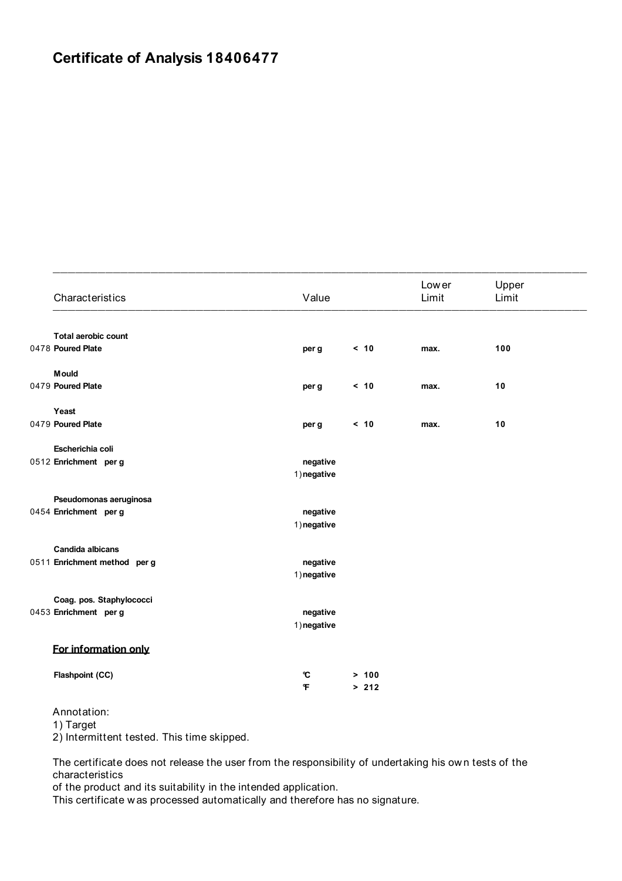# Certificate of Analysis 18406477

| | Characteristics | Value | | Lower Limit | Upper Limit |
|---|---|---|---|---|---|
| | **Total aerobic count** | | | | |
| 0478 | **Poured Plate** | **per g** | **< 10** | **max.** | **100** |
| | **Mould** | | | | |
| 0479 | **Poured Plate** | **per g** | **< 10** | **max.** | **10** |
| | **Yeast** | | | | |
| 0479 | **Poured Plate** | **per g** | **< 10** | **max.** | **10** |
| | **Escherichia coli** | | | | |
| 0512 | **Enrichment per g** | **negative** | | | |
| | | 1) **negative** | | | |
| | **Pseudomonas aeruginosa** | | | | |
| 0454 | **Enrichment per g** | **negative** | | | |
| | | 1) **negative** | | | |
| | **Candida albicans** | | | | |
| 0511 | **Enrichment method per g** | **negative** | | | |
| | | 1) **negative** | | | |
| | **Coag. pos. Staphylococci** | | | | |
| 0453 | **Enrichment per g** | **negative** | | | |
| | | 1) **negative** | | | |

**For information only**

| | | | |
|---|---|---|---|
| **Flashpoint (CC)** | **°C** | **> 100** | |
| | **°F** | **> 212** | |

Annotation:
1) Target
2) Intermittent tested. This time skipped.

The certificate does not release the user from the responsibility of undertaking his own tests of the characteristics
of the product and its suitability in the intended application.
This certificate was processed automatically and therefore has no signature.